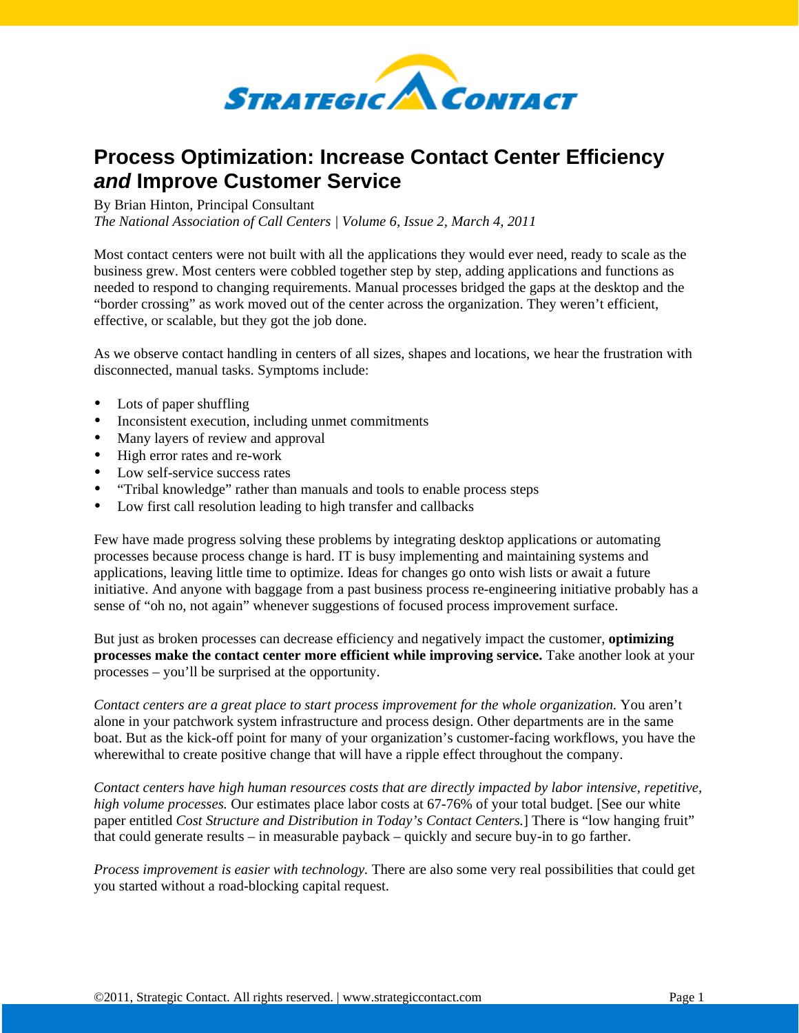# Process Optimization: Increase Contact Center Efficiency *and* Improve Customer Service

By Brian Hinton, Principal Consultant
*The National Association of Call Centers | Volume 6, Issue 2, March 4, 2011*

Most contact centers were not built with all the applications they would ever need, ready to scale as the business grew. Most centers were cobbled together step by step, adding applications and functions as needed to respond to changing requirements. Manual processes bridged the gaps at the desktop and the "border crossing" as work moved out of the center across the organization. They weren't efficient, effective, or scalable, but they got the job done.

As we observe contact handling in centers of all sizes, shapes and locations, we hear the frustration with disconnected, manual tasks. Symptoms include:

- Lots of paper shuffling
- Inconsistent execution, including unmet commitments
- Many layers of review and approval
- High error rates and re-work
- Low self-service success rates
- "Tribal knowledge" rather than manuals and tools to enable process steps
- Low first call resolution leading to high transfer and callbacks

Few have made progress solving these problems by integrating desktop applications or automating processes because process change is hard. IT is busy implementing and maintaining systems and applications, leaving little time to optimize. Ideas for changes go onto wish lists or await a future initiative. And anyone with baggage from a past business process re-engineering initiative probably has a sense of "oh no, not again" whenever suggestions of focused process improvement surface.

But just as broken processes can decrease efficiency and negatively impact the customer, **optimizing processes make the contact center more efficient while improving service.** Take another look at your processes – you'll be surprised at the opportunity.

*Contact centers are a great place to start process improvement for the whole organization.* You aren't alone in your patchwork system infrastructure and process design. Other departments are in the same boat. But as the kick-off point for many of your organization's customer-facing workflows, you have the wherewithal to create positive change that will have a ripple effect throughout the company.

*Contact centers have high human resources costs that are directly impacted by labor intensive, repetitive, high volume processes.* Our estimates place labor costs at 67-76% of your total budget. [See our white paper entitled *Cost Structure and Distribution in Today's Contact Centers.*] There is "low hanging fruit" that could generate results – in measurable payback – quickly and secure buy-in to go farther.

*Process improvement is easier with technology.* There are also some very real possibilities that could get you started without a road-blocking capital request.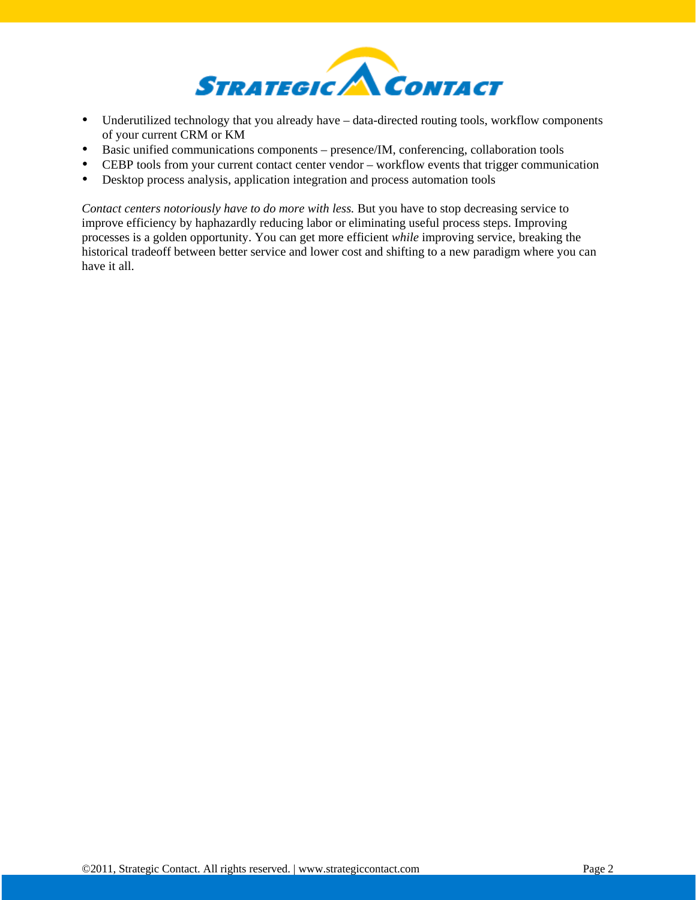- Underutilized technology that you already have – data-directed routing tools, workflow components of your current CRM or KM
- Basic unified communications components – presence/IM, conferencing, collaboration tools
- CEBP tools from your current contact center vendor – workflow events that trigger communication
- Desktop process analysis, application integration and process automation tools

*Contact centers notoriously have to do more with less.* But you have to stop decreasing service to improve efficiency by haphazardly reducing labor or eliminating useful process steps. Improving processes is a golden opportunity. You can get more efficient *while* improving service, breaking the historical tradeoff between better service and lower cost and shifting to a new paradigm where you can have it all.